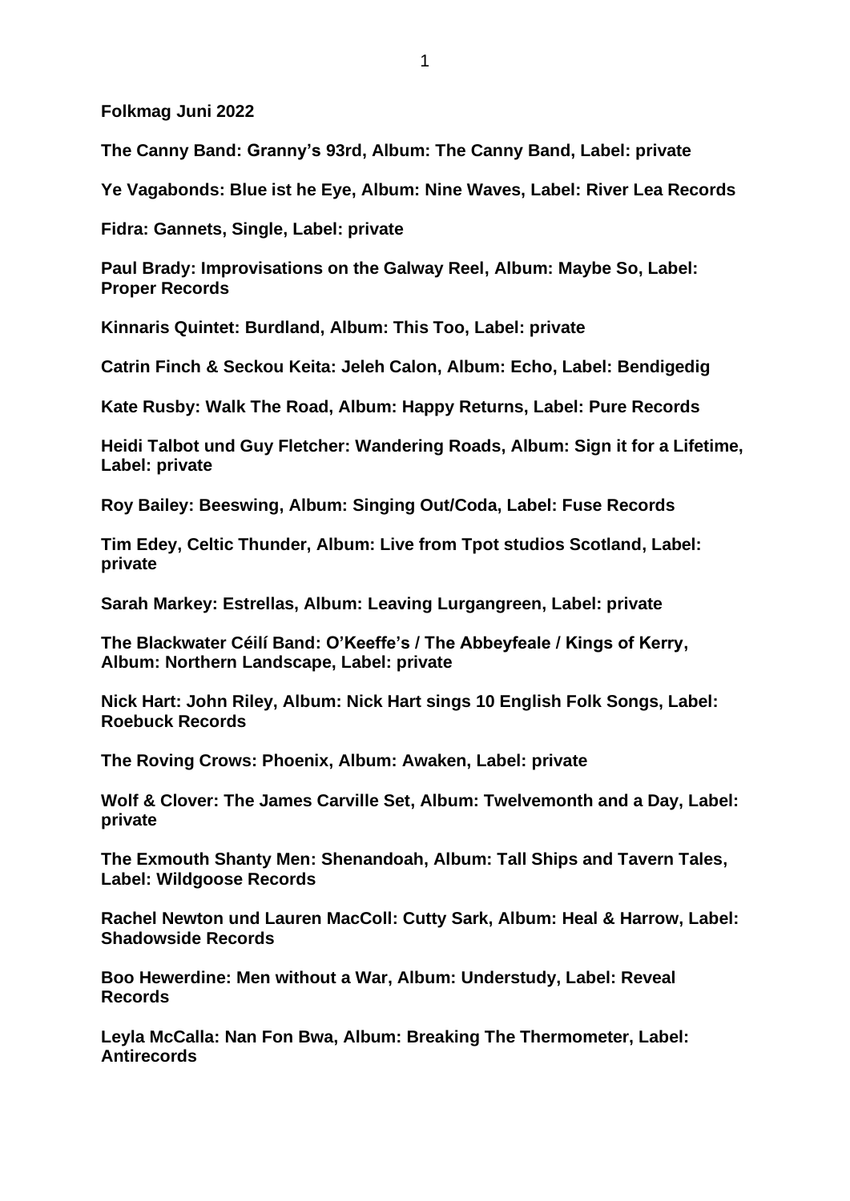**Folkmag Juni 2022**

**The Canny Band: Granny's 93rd, Album: The Canny Band, Label: private**

**Ye Vagabonds: Blue ist he Eye, Album: Nine Waves, Label: River Lea Records**

**Fidra: Gannets, Single, Label: private**

**Paul Brady: Improvisations on the Galway Reel, Album: Maybe So, Label: Proper Records**

**Kinnaris Quintet: Burdland, Album: This Too, Label: private**

**Catrin Finch & Seckou Keita: Jeleh Calon, Album: Echo, Label: Bendigedig**

**Kate Rusby: Walk The Road, Album: Happy Returns, Label: Pure Records**

**Heidi Talbot und Guy Fletcher: Wandering Roads, Album: Sign it for a Lifetime, Label: private**

**Roy Bailey: Beeswing, Album: Singing Out/Coda, Label: Fuse Records**

**Tim Edey, Celtic Thunder, Album: Live from Tpot studios Scotland, Label: private**

**Sarah Markey: Estrellas, Album: Leaving Lurgangreen, Label: private**

**The Blackwater Céilí Band: O'Keeffe's / The Abbeyfeale / Kings of Kerry, Album: Northern Landscape, Label: private**

**Nick Hart: John Riley, Album: Nick Hart sings 10 English Folk Songs, Label: Roebuck Records**

**The Roving Crows: Phoenix, Album: Awaken, Label: private**

**Wolf & Clover: The James Carville Set, Album: Twelvemonth and a Day, Label: private**

**The Exmouth Shanty Men: Shenandoah, Album: Tall Ships and Tavern Tales, Label: Wildgoose Records**

**Rachel Newton und Lauren MacColl: Cutty Sark, Album: Heal & Harrow, Label: Shadowside Records**

**Boo Hewerdine: Men without a War, Album: Understudy, Label: Reveal Records**

**Leyla McCalla: Nan Fon Bwa, Album: Breaking The Thermometer, Label: Antirecords**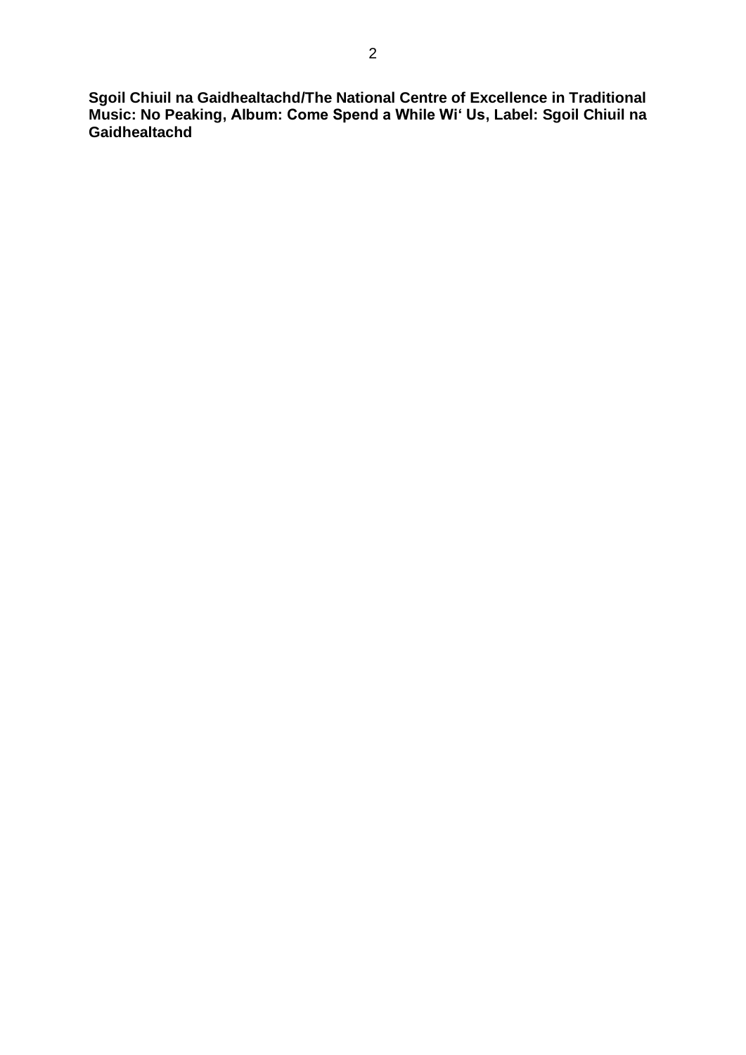**Sgoil Chiuil na Gaidhealtachd/The National Centre of Excellence in Traditional Music: No Peaking, Album: Come Spend a While Wi' Us, Label: Sgoil Chiuil na Gaidhealtachd**